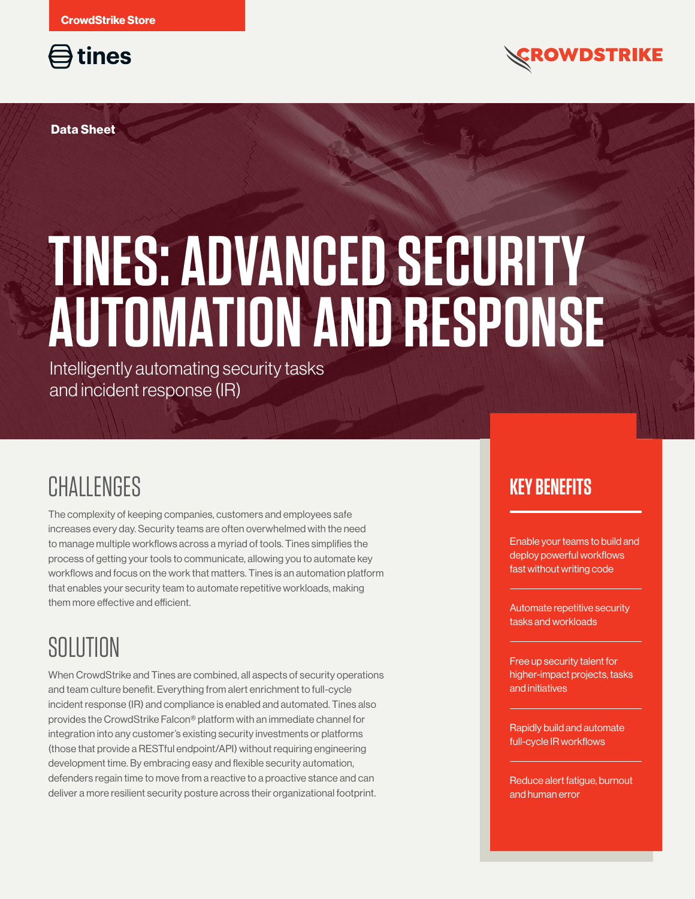CrowdStrike Store

tines

CROWDSTRIKE

Data Sheet

# TINES: ADVANCED SECURITY AUTOMATION AND RESPONSE

Intelligently automating security tasks and incident response (IR)

## CHALLENGES

The complexity of keeping companies, customers and employees safe increases every day. Security teams are often overwhelmed with the need to manage multiple workflows across a myriad of tools. Tines simplifies the process of getting your tools to communicate, allowing you to automate key workflows and focus on the work that matters. Tines is an automation platform that enables your security team to automate repetitive workloads, making them more effective and efficient.

## SOLUTION

When CrowdStrike and Tines are combined, all aspects of security operations and team culture benefit. Everything from alert enrichment to full-cycle incident response (IR) and compliance is enabled and automated. Tines also provides the CrowdStrike Falcon® platform with an immediate channel for integration into any customer's existing security investments or platforms (those that provide a RESTful endpoint/API) without requiring engineering development time. By embracing easy and flexible security automation, defenders regain time to move from a reactive to a proactive stance and can deliver a more resilient security posture across their organizational footprint.

## KEY BENEFITS

- Enable your teams to build and deploy powerful workflows fast without writing code
- Automate repetitive security tasks and workloads
- Free up security talent for higher-impact projects, tasks and initiatives
- Rapidly build and automate full-cycle IR workflows
- Reduce alert fatigue, burnout and human error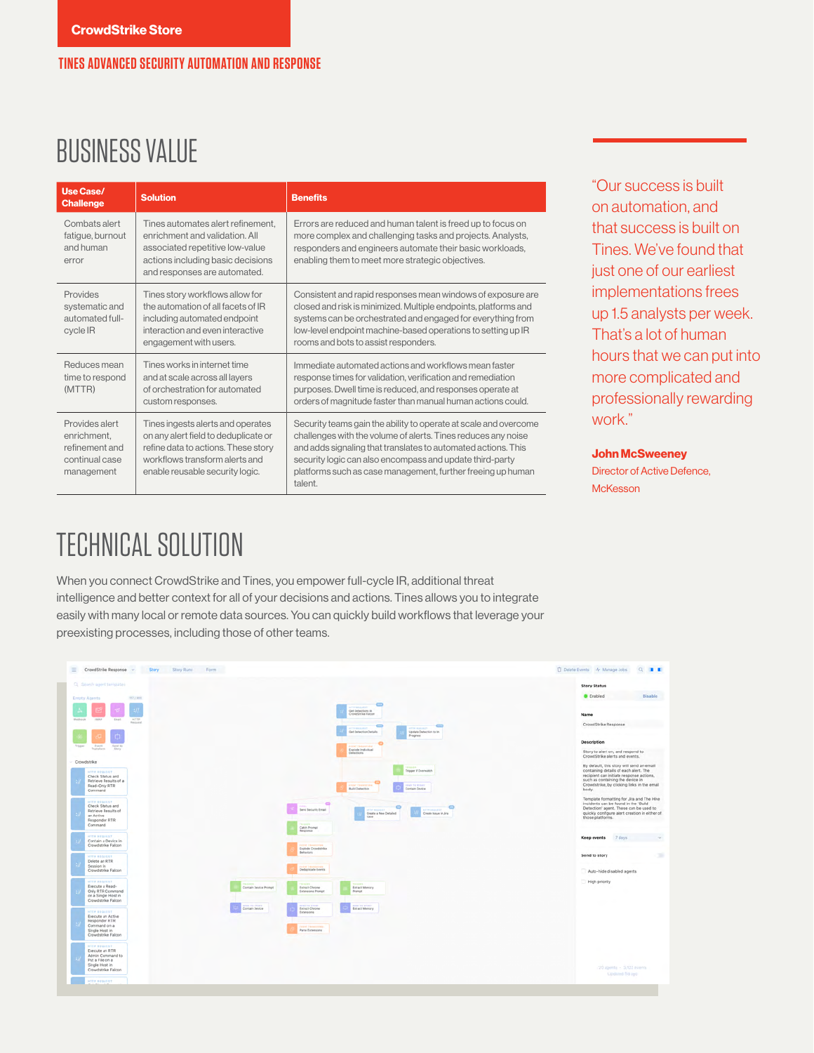CrowdStrike Store

TINES ADVANCED SECURITY AUTOMATION AND RESPONSE

# BUSINESS VALUE

| Use Case/ Challenge | Solution | Benefits |
|---|---|---|
| Combats alert fatigue, burnout and human error | Tines automates alert refinement, enrichment and validation. All associated repetitive low-value actions including basic decisions and responses are automated. | Errors are reduced and human talent is freed up to focus on more complex and challenging tasks and projects. Analysts, responders and engineers automate their basic workloads, enabling them to meet more strategic objectives. |
| Provides systematic and automated full-cycle IR | Tines story workflows allow for the automation of all facets of IR including automated endpoint interaction and even interactive engagement with users. | Consistent and rapid responses mean windows of exposure are closed and risk is minimized. Multiple endpoints, platforms and systems can be orchestrated and engaged for everything from low-level endpoint machine-based operations to setting up IR rooms and bots to assist responders. |
| Reduces mean time to respond (MTTR) | Tines works in internet time and at scale across all layers of orchestration for automated custom responses. | Immediate automated actions and workflows mean faster response times for validation, verification and remediation purposes. Dwell time is reduced, and responses operate at orders of magnitude faster than manual human actions could. |
| Provides alert enrichment, refinement and continual case management | Tines ingests alerts and operates on any alert field to deduplicate or refine data to actions. These story workflows transform alerts and enable reusable security logic. | Security teams gain the ability to operate at scale and overcome challenges with the volume of alerts. Tines reduces any noise and adds signaling that translates to automated actions. This security logic can also encompass and update third-party platforms such as case management, further freeing up human talent. |

"Our success is built on automation, and that success is built on Tines. We've found that just one of our earliest implementations frees up 1.5 analysts per week. That's a lot of human hours that we can put into more complicated and professionally rewarding work."

**John McSweeney**
Director of Active Defence, McKesson

# TECHNICAL SOLUTION

When you connect CrowdStrike and Tines, you empower full-cycle IR, additional threat intelligence and better context for all of your decisions and actions. Tines allows you to integrate easily with many local or remote data sources. You can quickly build workflows that leverage your preexisting processes, including those of other teams.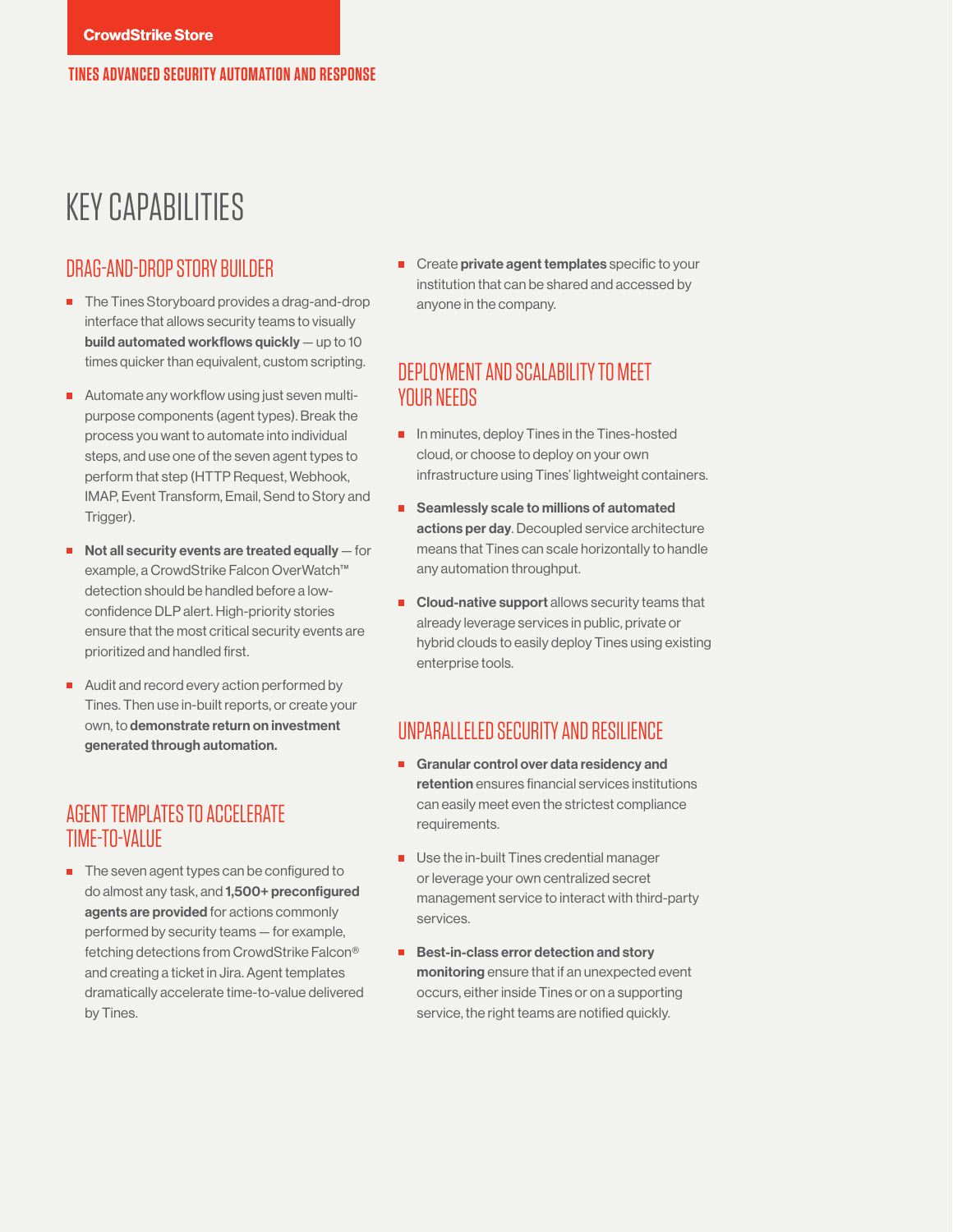# KEY CAPABILITIES

## DRAG-AND-DROP STORY BUILDER

- The Tines Storyboard provides a drag-and-drop interface that allows security teams to visually **build automated workflows quickly** — up to 10 times quicker than equivalent, custom scripting.
- Automate any workflow using just seven multi-purpose components (agent types). Break the process you want to automate into individual steps, and use one of the seven agent types to perform that step (HTTP Request, Webhook, IMAP, Event Transform, Email, Send to Story and Trigger).
- **Not all security events are treated equally** — for example, a CrowdStrike Falcon OverWatch™ detection should be handled before a low-confidence DLP alert. High-priority stories ensure that the most critical security events are prioritized and handled first.
- Audit and record every action performed by Tines. Then use in-built reports, or create your own, to **demonstrate return on investment generated through automation.**

## AGENT TEMPLATES TO ACCELERATE TIME-TO-VALUE

- The seven agent types can be configured to do almost any task, and **1,500+ preconfigured agents are provided** for actions commonly performed by security teams — for example, fetching detections from CrowdStrike Falcon® and creating a ticket in Jira. Agent templates dramatically accelerate time-to-value delivered by Tines.
- Create **private agent templates** specific to your institution that can be shared and accessed by anyone in the company.

## DEPLOYMENT AND SCALABILITY TO MEET YOUR NEEDS

- In minutes, deploy Tines in the Tines-hosted cloud, or choose to deploy on your own infrastructure using Tines' lightweight containers.
- **Seamlessly scale to millions of automated actions per day**. Decoupled service architecture means that Tines can scale horizontally to handle any automation throughput.
- **Cloud-native support** allows security teams that already leverage services in public, private or hybrid clouds to easily deploy Tines using existing enterprise tools.

## UNPARALLELED SECURITY AND RESILIENCE

- **Granular control over data residency and retention** ensures financial services institutions can easily meet even the strictest compliance requirements.
- Use the in-built Tines credential manager or leverage your own centralized secret management service to interact with third-party services.
- **Best-in-class error detection and story monitoring** ensure that if an unexpected event occurs, either inside Tines or on a supporting service, the right teams are notified quickly.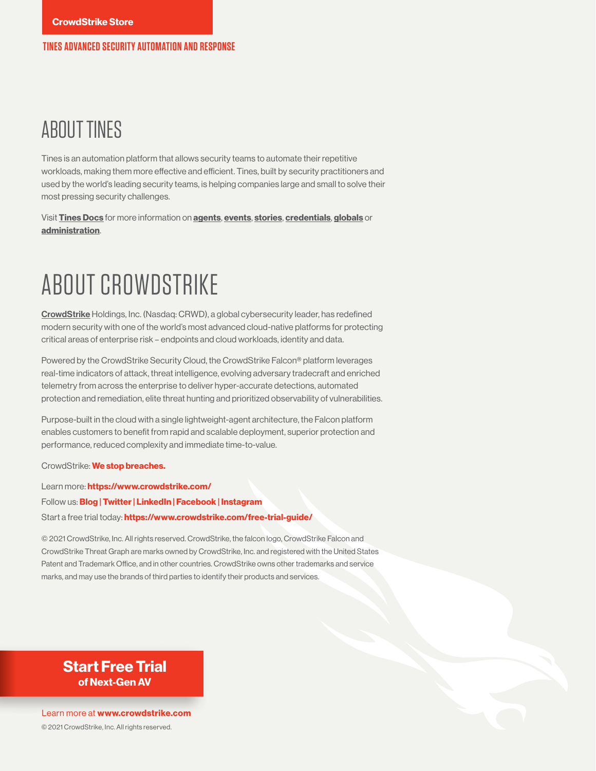## ABOUT TINES

Tines is an automation platform that allows security teams to automate their repetitive workloads, making them more effective and efficient. Tines, built by security practitioners and used by the world's leading security teams, is helping companies large and small to solve their most pressing security challenges.

Visit **Tines Docs** for more information on **agents**, **events**, **stories**, **credentials**, **globals** or **administration**.

## ABOUT CROWDSTRIKE

**CrowdStrike** Holdings, Inc. (Nasdaq: CRWD), a global cybersecurity leader, has redefined modern security with one of the world's most advanced cloud-native platforms for protecting critical areas of enterprise risk – endpoints and cloud workloads, identity and data.

Powered by the CrowdStrike Security Cloud, the CrowdStrike Falcon® platform leverages real-time indicators of attack, threat intelligence, evolving adversary tradecraft and enriched telemetry from across the enterprise to deliver hyper-accurate detections, automated protection and remediation, elite threat hunting and prioritized observability of vulnerabilities.

Purpose-built in the cloud with a single lightweight-agent architecture, the Falcon platform enables customers to benefit from rapid and scalable deployment, superior protection and performance, reduced complexity and immediate time-to-value.

CrowdStrike: **We stop breaches.**

Learn more: **https://www.crowdstrike.com/**

Follow us: **Blog | Twitter | LinkedIn | Facebook | Instagram**

Start a free trial today: **https://www.crowdstrike.com/free-trial-guide/**

© 2021 CrowdStrike, Inc. All rights reserved. CrowdStrike, the falcon logo, CrowdStrike Falcon and CrowdStrike Threat Graph are marks owned by CrowdStrike, Inc. and registered with the United States Patent and Trademark Office, and in other countries. CrowdStrike owns other trademarks and service marks, and may use the brands of third parties to identify their products and services.

**Start Free Trial**
**of Next-Gen AV**

Learn more at **www.crowdstrike.com**

© 2021 CrowdStrike, Inc. All rights reserved.